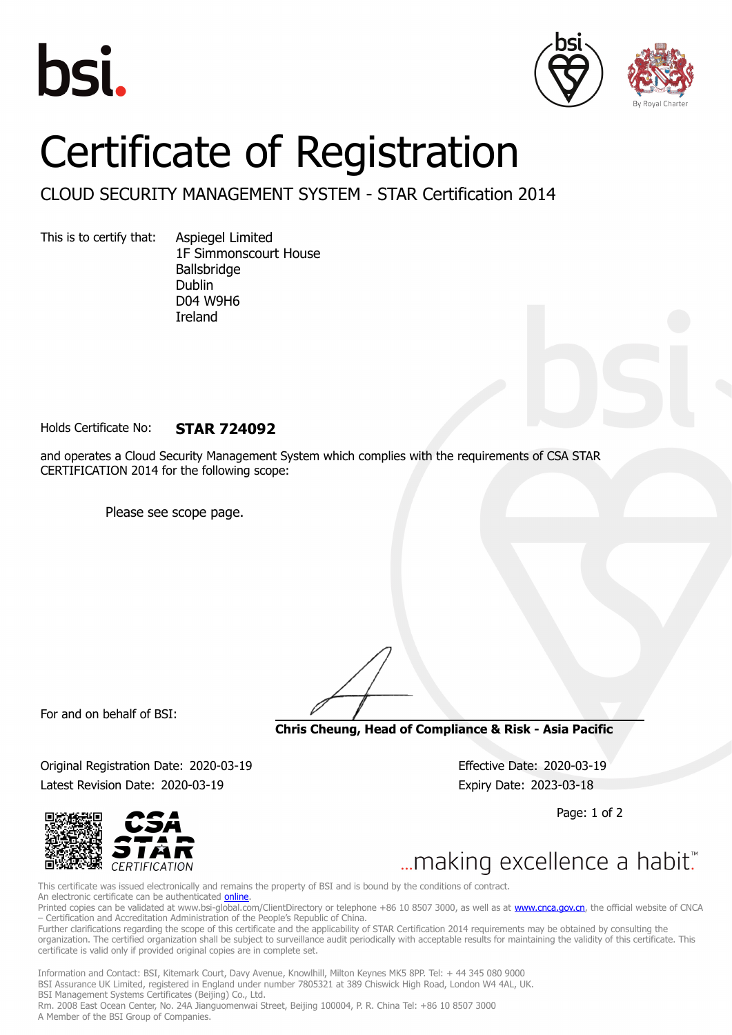# Certificate of Registration

## CLOUD SECURITY MANAGEMENT SYSTEM - STAR Certification 2014

This is to certify that: Aspiegel Limited
1F Simmonscourt House
Ballsbridge
Dublin
D04 W9H6
Ireland

Holds Certificate No: **STAR 724092**

and operates a Cloud Security Management System which complies with the requirements of CSA STAR CERTIFICATION 2014 for the following scope:

Please see scope page.

For and on behalf of BSI:

**Chris Cheung, Head of Compliance & Risk - Asia Pacific**

Original Registration Date: 2020-03-19
Effective Date: 2020-03-19
Latest Revision Date: 2020-03-19
Expiry Date: 2023-03-18

CSA STAR CERTIFICATION

...making excellence a habit.™

This certificate was issued electronically and remains the property of BSI and is bound by the conditions of contract.
An electronic certificate can be authenticated online.
Printed copies can be validated at www.bsi-global.com/ClientDirectory or telephone +86 10 8507 3000, as well as at www.cnca.gov.cn, the official website of CNCA – Certification and Accreditation Administration of the People's Republic of China.
Further clarifications regarding the scope of this certificate and the applicability of STAR Certification 2014 requirements may be obtained by consulting the organization. The certified organization shall be subject to surveillance audit periodically with acceptable results for maintaining the validity of this certificate. This certificate is valid only if provided original copies are in complete set.

Information and Contact: BSI, Kitemark Court, Davy Avenue, Knowlhill, Milton Keynes MK5 8PP. Tel: + 44 345 080 9000
BSI Assurance UK Limited, registered in England under number 7805321 at 389 Chiswick High Road, London W4 4AL, UK.
BSI Management Systems Certificates (Beijing) Co., Ltd.
Rm. 2008 East Ocean Center, No. 24A Jianguomenwai Street, Beijing 100004, P. R. China Tel: +86 10 8507 3000
A Member of the BSI Group of Companies.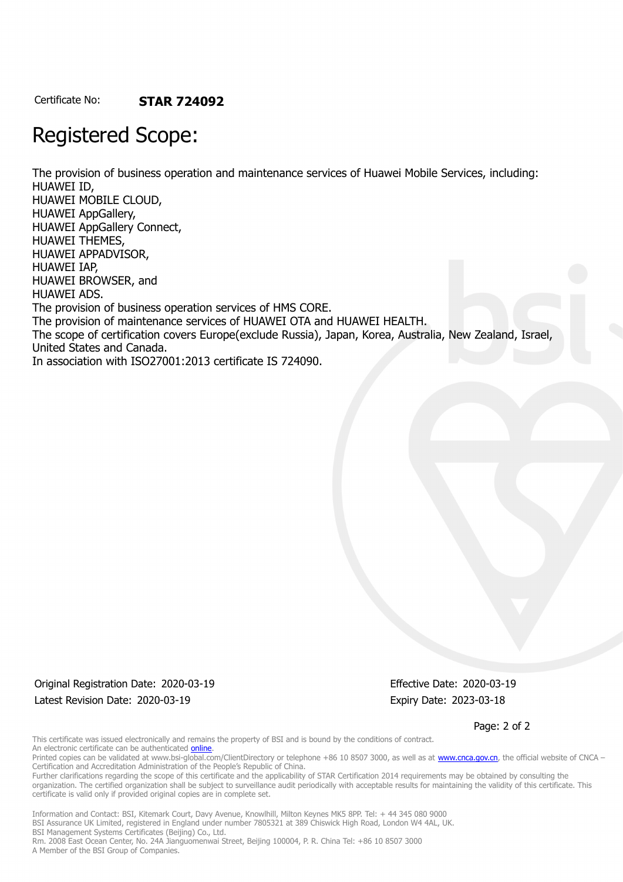Certificate No: **STAR 724092**

# Registered Scope:

The provision of business operation and maintenance services of Huawei Mobile Services, including:
HUAWEI ID,
HUAWEI MOBILE CLOUD,
HUAWEI AppGallery,
HUAWEI AppGallery Connect,
HUAWEI THEMES,
HUAWEI APPADVISOR,
HUAWEI IAP,
HUAWEI BROWSER, and
HUAWEI ADS.
The provision of business operation services of HMS CORE.
The provision of maintenance services of HUAWEI OTA and HUAWEI HEALTH.
The scope of certification covers Europe(exclude Russia), Japan, Korea, Australia, New Zealand, Israel, United States and Canada.
In association with ISO27001:2013 certificate IS 724090.

Original Registration Date: 2020-03-19
Latest Revision Date: 2020-03-19

Effective Date: 2020-03-19
Expiry Date: 2023-03-18

This certificate was issued electronically and remains the property of BSI and is bound by the conditions of contract.
An electronic certificate can be authenticated online.
Printed copies can be validated at www.bsi-global.com/ClientDirectory or telephone +86 10 8507 3000, as well as at www.cnca.gov.cn, the official website of CNCA – Certification and Accreditation Administration of the People's Republic of China.
Further clarifications regarding the scope of this certificate and the applicability of STAR Certification 2014 requirements may be obtained by consulting the organization. The certified organization shall be subject to surveillance audit periodically with acceptable results for maintaining the validity of this certificate. This certificate is valid only if provided original copies are in complete set.

Information and Contact: BSI, Kitemark Court, Davy Avenue, Knowlhill, Milton Keynes MK5 8PP. Tel: + 44 345 080 9000
BSI Assurance UK Limited, registered in England under number 7805321 at 389 Chiswick High Road, London W4 4AL, UK.
BSI Management Systems Certificates (Beijing) Co., Ltd.
Rm. 2008 East Ocean Center, No. 24A Jianguomenwai Street, Beijing 100004, P. R. China Tel: +86 10 8507 3000
A Member of the BSI Group of Companies.